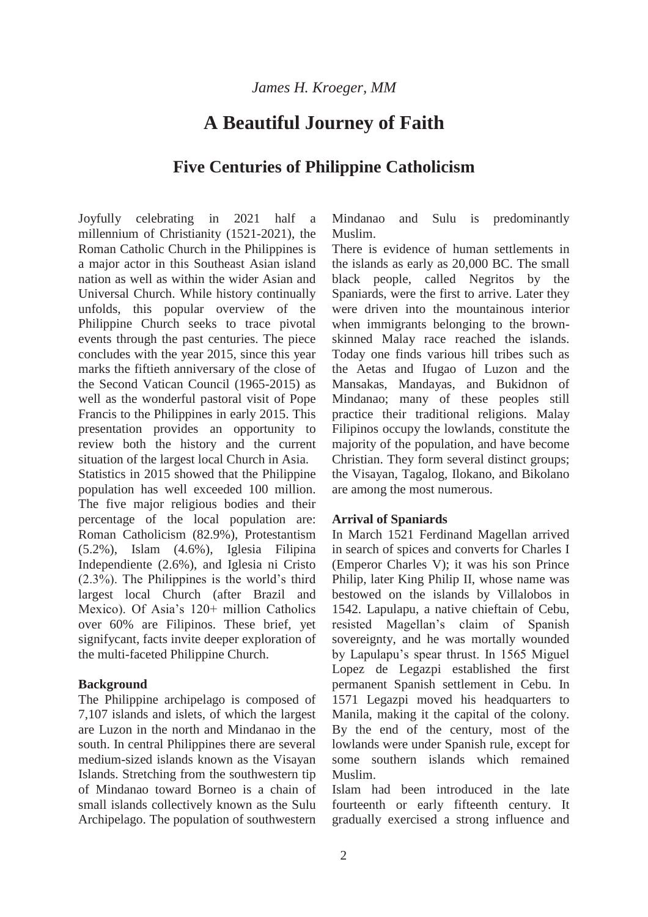*James H. Kroeger, MM*

# A Beautiful Journey of Faith

## Five Centuries of Philippine Catholicism

Joyfully celebrating in 2021 half a millennium of Christianity (1521-2021), the Roman Catholic Church in the Philippines is a major actor in this Southeast Asian island nation as well as within the wider Asian and Universal Church. While history continually unfolds, this popular overview of the Philippine Church seeks to trace pivotal events through the past centuries. The piece concludes with the year 2015, since this year marks the fiftieth anniversary of the close of the Second Vatican Council (1965-2015) as well as the wonderful pastoral visit of Pope Francis to the Philippines in early 2015. This presentation provides an opportunity to review both the history and the current situation of the largest local Church in Asia.

Statistics in 2015 showed that the Philippine population has well exceeded 100 million. The five major religious bodies and their percentage of the local population are: Roman Catholicism (82.9%), Protestantism (5.2%), Islam (4.6%), Iglesia Filipina Independiente (2.6%), and Iglesia ni Cristo (2.3%). The Philippines is the world's third largest local Church (after Brazil and Mexico). Of Asia's 120+ million Catholics over 60% are Filipinos. These brief, yet signifycant, facts invite deeper exploration of the multi-faceted Philippine Church.

**Background**

The Philippine archipelago is composed of 7,107 islands and islets, of which the largest are Luzon in the north and Mindanao in the south. In central Philippines there are several medium-sized islands known as the Visayan Islands. Stretching from the southwestern tip of Mindanao toward Borneo is a chain of small islands collectively known as the Sulu Archipelago. The population of southwestern Mindanao and Sulu is predominantly Muslim.

There is evidence of human settlements in the islands as early as 20,000 BC. The small black people, called Negritos by the Spaniards, were the first to arrive. Later they were driven into the mountainous interior when immigrants belonging to the brown-skinned Malay race reached the islands. Today one finds various hill tribes such as the Aetas and Ifugao of Luzon and the Mansakas, Mandayas, and Bukidnon of Mindanao; many of these peoples still practice their traditional religions. Malay Filipinos occupy the lowlands, constitute the majority of the population, and have become Christian. They form several distinct groups; the Visayan, Tagalog, Ilokano, and Bikolano are among the most numerous.

**Arrival of Spaniards**

In March 1521 Ferdinand Magellan arrived in search of spices and converts for Charles I (Emperor Charles V); it was his son Prince Philip, later King Philip II, whose name was bestowed on the islands by Villalobos in 1542. Lapulapu, a native chieftain of Cebu, resisted Magellan's claim of Spanish sovereignty, and he was mortally wounded by Lapulapu's spear thrust. In 1565 Miguel Lopez de Legazpi established the first permanent Spanish settlement in Cebu. In 1571 Legazpi moved his headquarters to Manila, making it the capital of the colony. By the end of the century, most of the lowlands were under Spanish rule, except for some southern islands which remained Muslim.

Islam had been introduced in the late fourteenth or early fifteenth century. It gradually exercised a strong influence and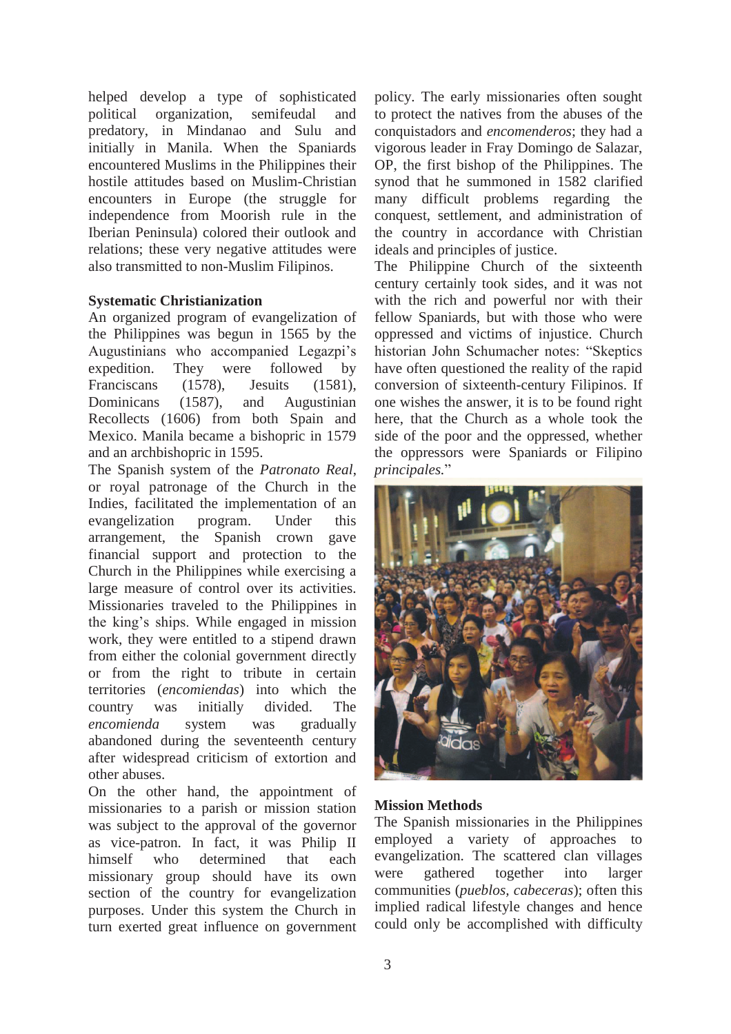helped develop a type of sophisticated political organization, semifeudal and predatory, in Mindanao and Sulu and initially in Manila. When the Spaniards encountered Muslims in the Philippines their hostile attitudes based on Muslim-Christian encounters in Europe (the struggle for independence from Moorish rule in the Iberian Peninsula) colored their outlook and relations; these very negative attitudes were also transmitted to non-Muslim Filipinos.

**Systematic Christianization**

An organized program of evangelization of the Philippines was begun in 1565 by the Augustinians who accompanied Legazpi's expedition. They were followed by Franciscans (1578), Jesuits (1581), Dominicans (1587), and Augustinian Recollects (1606) from both Spain and Mexico. Manila became a bishopric in 1579 and an archbishopric in 1595.

The Spanish system of the *Patronato Real*, or royal patronage of the Church in the Indies, facilitated the implementation of an evangelization program. Under this arrangement, the Spanish crown gave financial support and protection to the Church in the Philippines while exercising a large measure of control over its activities. Missionaries traveled to the Philippines in the king's ships. While engaged in mission work, they were entitled to a stipend drawn from either the colonial government directly or from the right to tribute in certain territories (*encomiendas*) into which the country was initially divided. The *encomienda* system was gradually abandoned during the seventeenth century after widespread criticism of extortion and other abuses.

On the other hand, the appointment of missionaries to a parish or mission station was subject to the approval of the governor as vice-patron. In fact, it was Philip II himself who determined that each missionary group should have its own section of the country for evangelization purposes. Under this system the Church in turn exerted great influence on government policy. The early missionaries often sought to protect the natives from the abuses of the conquistadors and *encomenderos*; they had a vigorous leader in Fray Domingo de Salazar, OP, the first bishop of the Philippines. The synod that he summoned in 1582 clarified many difficult problems regarding the conquest, settlement, and administration of the country in accordance with Christian ideals and principles of justice.

The Philippine Church of the sixteenth century certainly took sides, and it was not with the rich and powerful nor with their fellow Spaniards, but with those who were oppressed and victims of injustice. Church historian John Schumacher notes: "Skeptics have often questioned the reality of the rapid conversion of sixteenth-century Filipinos. If one wishes the answer, it is to be found right here, that the Church as a whole took the side of the poor and the oppressed, whether the oppressors were Spaniards or Filipino *principales.*"

**Mission Methods**

The Spanish missionaries in the Philippines employed a variety of approaches to evangelization. The scattered clan villages were gathered together into larger communities (*pueblos, cabeceras*); often this implied radical lifestyle changes and hence could only be accomplished with difficulty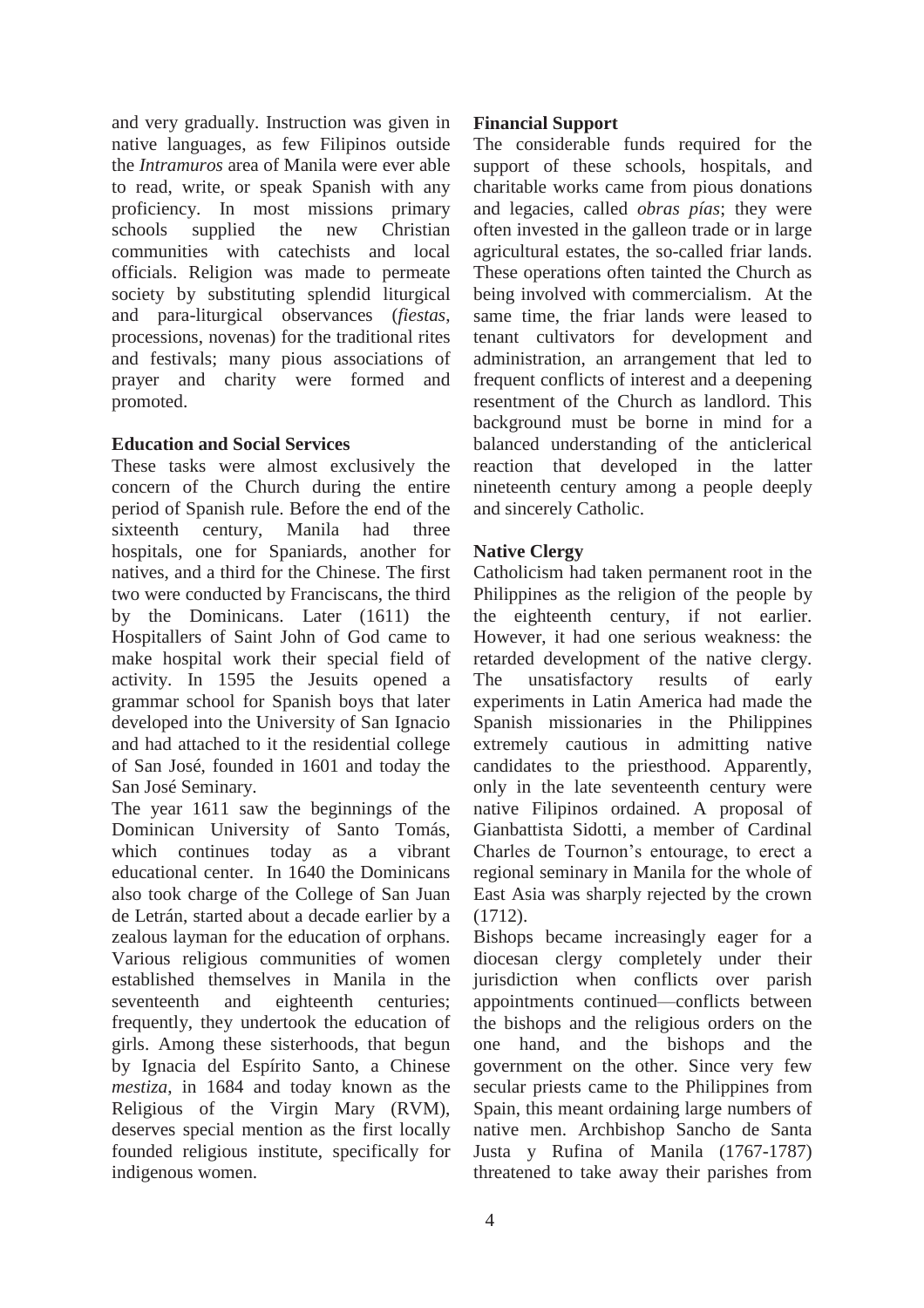and very gradually. Instruction was given in native languages, as few Filipinos outside the *Intramuros* area of Manila were ever able to read, write, or speak Spanish with any proficiency. In most missions primary schools supplied the new Christian communities with catechists and local officials. Religion was made to permeate society by substituting splendid liturgical and para-liturgical observances (*fiestas*, processions, novenas) for the traditional rites and festivals; many pious associations of prayer and charity were formed and promoted.

**Education and Social Services**

These tasks were almost exclusively the concern of the Church during the entire period of Spanish rule. Before the end of the sixteenth century, Manila had three hospitals, one for Spaniards, another for natives, and a third for the Chinese. The first two were conducted by Franciscans, the third by the Dominicans. Later (1611) the Hospitallers of Saint John of God came to make hospital work their special field of activity. In 1595 the Jesuits opened a grammar school for Spanish boys that later developed into the University of San Ignacio and had attached to it the residential college of San José, founded in 1601 and today the San José Seminary.

The year 1611 saw the beginnings of the Dominican University of Santo Tomás, which continues today as a vibrant educational center. In 1640 the Dominicans also took charge of the College of San Juan de Letrán, started about a decade earlier by a zealous layman for the education of orphans. Various religious communities of women established themselves in Manila in the seventeenth and eighteenth centuries; frequently, they undertook the education of girls. Among these sisterhoods, that begun by Ignacia del Espírito Santo, a Chinese *mestiza*, in 1684 and today known as the Religious of the Virgin Mary (RVM), deserves special mention as the first locally founded religious institute, specifically for indigenous women.

**Financial Support**

The considerable funds required for the support of these schools, hospitals, and charitable works came from pious donations and legacies, called *obras pías*; they were often invested in the galleon trade or in large agricultural estates, the so-called friar lands. These operations often tainted the Church as being involved with commercialism. At the same time, the friar lands were leased to tenant cultivators for development and administration, an arrangement that led to frequent conflicts of interest and a deepening resentment of the Church as landlord. This background must be borne in mind for a balanced understanding of the anticlerical reaction that developed in the latter nineteenth century among a people deeply and sincerely Catholic.

**Native Clergy**

Catholicism had taken permanent root in the Philippines as the religion of the people by the eighteenth century, if not earlier. However, it had one serious weakness: the retarded development of the native clergy. The unsatisfactory results of early experiments in Latin America had made the Spanish missionaries in the Philippines extremely cautious in admitting native candidates to the priesthood. Apparently, only in the late seventeenth century were native Filipinos ordained. A proposal of Gianbattista Sidotti, a member of Cardinal Charles de Tournon's entourage, to erect a regional seminary in Manila for the whole of East Asia was sharply rejected by the crown (1712).

Bishops became increasingly eager for a diocesan clergy completely under their jurisdiction when conflicts over parish appointments continued—conflicts between the bishops and the religious orders on the one hand, and the bishops and the government on the other. Since very few secular priests came to the Philippines from Spain, this meant ordaining large numbers of native men. Archbishop Sancho de Santa Justa y Rufina of Manila (1767-1787) threatened to take away their parishes from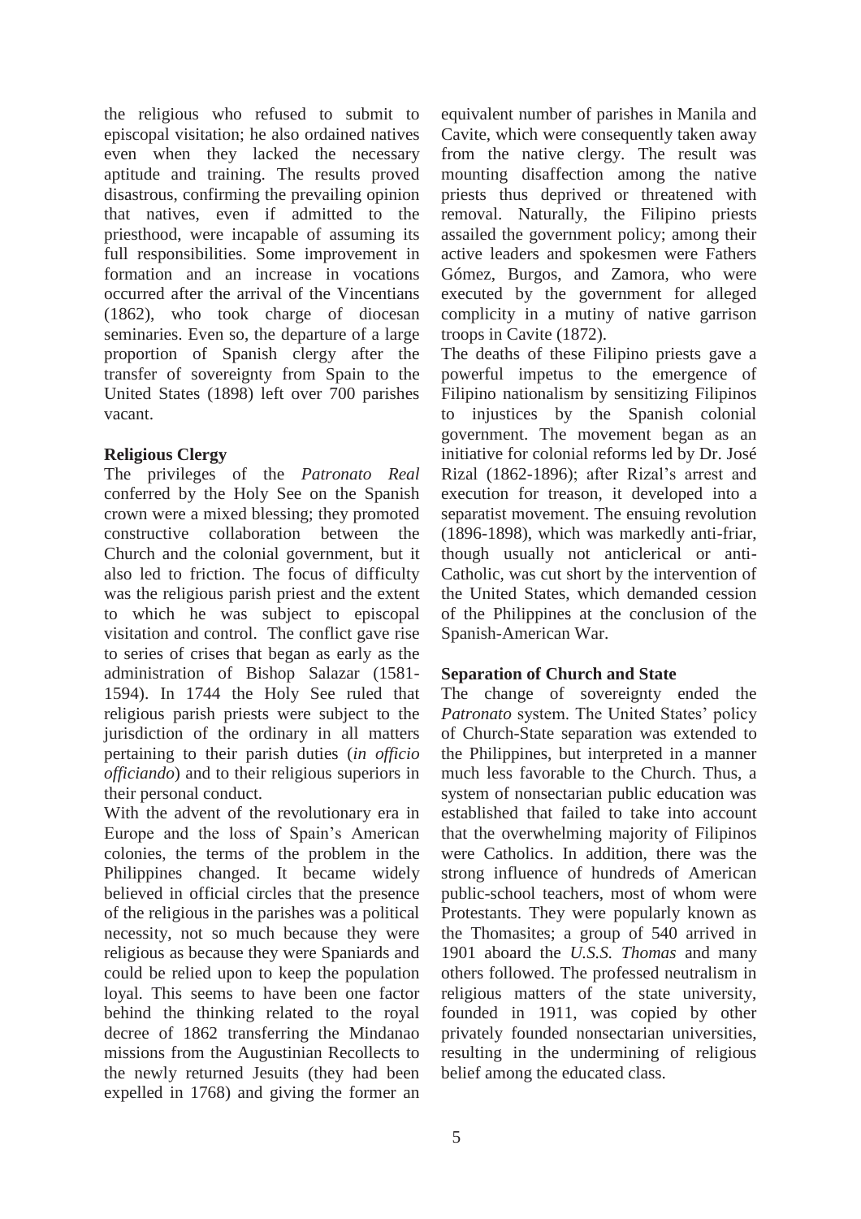the religious who refused to submit to episcopal visitation; he also ordained natives even when they lacked the necessary aptitude and training. The results proved disastrous, confirming the prevailing opinion that natives, even if admitted to the priesthood, were incapable of assuming its full responsibilities. Some improvement in formation and an increase in vocations occurred after the arrival of the Vincentians (1862), who took charge of diocesan seminaries. Even so, the departure of a large proportion of Spanish clergy after the transfer of sovereignty from Spain to the United States (1898) left over 700 parishes vacant.

**Religious Clergy**

The privileges of the *Patronato Real* conferred by the Holy See on the Spanish crown were a mixed blessing; they promoted constructive collaboration between the Church and the colonial government, but it also led to friction. The focus of difficulty was the religious parish priest and the extent to which he was subject to episcopal visitation and control. The conflict gave rise to series of crises that began as early as the administration of Bishop Salazar (1581-1594). In 1744 the Holy See ruled that religious parish priests were subject to the jurisdiction of the ordinary in all matters pertaining to their parish duties (*in officio officiando*) and to their religious superiors in their personal conduct.

With the advent of the revolutionary era in Europe and the loss of Spain's American colonies, the terms of the problem in the Philippines changed. It became widely believed in official circles that the presence of the religious in the parishes was a political necessity, not so much because they were religious as because they were Spaniards and could be relied upon to keep the population loyal. This seems to have been one factor behind the thinking related to the royal decree of 1862 transferring the Mindanao missions from the Augustinian Recollects to the newly returned Jesuits (they had been expelled in 1768) and giving the former an equivalent number of parishes in Manila and Cavite, which were consequently taken away from the native clergy. The result was mounting disaffection among the native priests thus deprived or threatened with removal. Naturally, the Filipino priests assailed the government policy; among their active leaders and spokesmen were Fathers Gómez, Burgos, and Zamora, who were executed by the government for alleged complicity in a mutiny of native garrison troops in Cavite (1872).

The deaths of these Filipino priests gave a powerful impetus to the emergence of Filipino nationalism by sensitizing Filipinos to injustices by the Spanish colonial government. The movement began as an initiative for colonial reforms led by Dr. José Rizal (1862-1896); after Rizal's arrest and execution for treason, it developed into a separatist movement. The ensuing revolution (1896-1898), which was markedly anti-friar, though usually not anticlerical or anti-Catholic, was cut short by the intervention of the United States, which demanded cession of the Philippines at the conclusion of the Spanish-American War.

**Separation of Church and State**

The change of sovereignty ended the *Patronato* system. The United States' policy of Church-State separation was extended to the Philippines, but interpreted in a manner much less favorable to the Church. Thus, a system of nonsectarian public education was established that failed to take into account that the overwhelming majority of Filipinos were Catholics. In addition, there was the strong influence of hundreds of American public-school teachers, most of whom were Protestants. They were popularly known as the Thomasites; a group of 540 arrived in 1901 aboard the *U.S.S. Thomas* and many others followed. The professed neutralism in religious matters of the state university, founded in 1911, was copied by other privately founded nonsectarian universities, resulting in the undermining of religious belief among the educated class.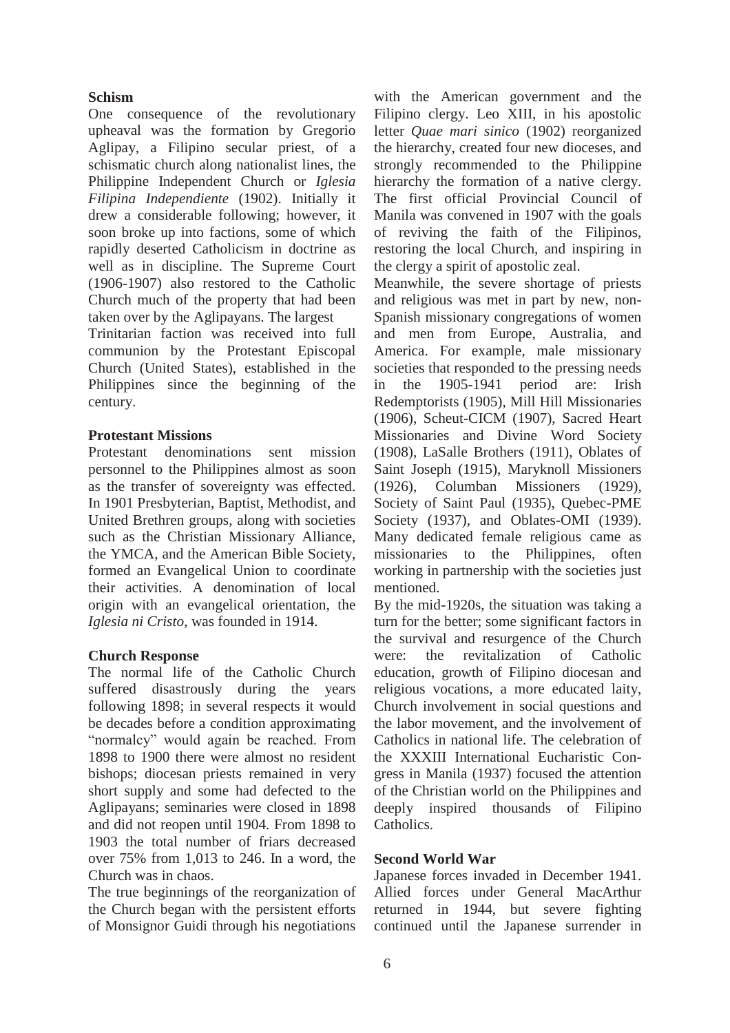### Schism

One consequence of the revolutionary upheaval was the formation by Gregorio Aglipay, a Filipino secular priest, of a schismatic church along nationalist lines, the Philippine Independent Church or *Iglesia Filipina Independiente* (1902). Initially it drew a considerable following; however, it soon broke up into factions, some of which rapidly deserted Catholicism in doctrine as well as in discipline. The Supreme Court (1906-1907) also restored to the Catholic Church much of the property that had been taken over by the Aglipayans. The largest Trinitarian faction was received into full communion by the Protestant Episcopal Church (United States), established in the Philippines since the beginning of the century.

### Protestant Missions

Protestant denominations sent mission personnel to the Philippines almost as soon as the transfer of sovereignty was effected. In 1901 Presbyterian, Baptist, Methodist, and United Brethren groups, along with societies such as the Christian Missionary Alliance, the YMCA, and the American Bible Society, formed an Evangelical Union to coordinate their activities. A denomination of local origin with an evangelical orientation, the *Iglesia ni Cristo*, was founded in 1914.

### Church Response

The normal life of the Catholic Church suffered disastrously during the years following 1898; in several respects it would be decades before a condition approximating "normalcy" would again be reached. From 1898 to 1900 there were almost no resident bishops; diocesan priests remained in very short supply and some had defected to the Aglipayans; seminaries were closed in 1898 and did not reopen until 1904. From 1898 to 1903 the total number of friars decreased over 75% from 1,013 to 246. In a word, the Church was in chaos.

The true beginnings of the reorganization of the Church began with the persistent efforts of Monsignor Guidi through his negotiations with the American government and the Filipino clergy. Leo XIII, in his apostolic letter *Quae mari sinico* (1902) reorganized the hierarchy, created four new dioceses, and strongly recommended to the Philippine hierarchy the formation of a native clergy. The first official Provincial Council of Manila was convened in 1907 with the goals of reviving the faith of the Filipinos, restoring the local Church, and inspiring in the clergy a spirit of apostolic zeal.

Meanwhile, the severe shortage of priests and religious was met in part by new, non-Spanish missionary congregations of women and men from Europe, Australia, and America. For example, male missionary societies that responded to the pressing needs in the 1905-1941 period are: Irish Redemptorists (1905), Mill Hill Missionaries (1906), Scheut-CICM (1907), Sacred Heart Missionaries and Divine Word Society (1908), LaSalle Brothers (1911), Oblates of Saint Joseph (1915), Maryknoll Missioners (1926), Columban Missioners (1929), Society of Saint Paul (1935), Quebec-PME Society (1937), and Oblates-OMI (1939). Many dedicated female religious came as missionaries to the Philippines, often working in partnership with the societies just mentioned.

By the mid-1920s, the situation was taking a turn for the better; some significant factors in the survival and resurgence of the Church were: the revitalization of Catholic education, growth of Filipino diocesan and religious vocations, a more educated laity, Church involvement in social questions and the labor movement, and the involvement of Catholics in national life. The celebration of the XXXIII International Eucharistic Congress in Manila (1937) focused the attention of the Christian world on the Philippines and deeply inspired thousands of Filipino Catholics.

### Second World War

Japanese forces invaded in December 1941. Allied forces under General MacArthur returned in 1944, but severe fighting continued until the Japanese surrender in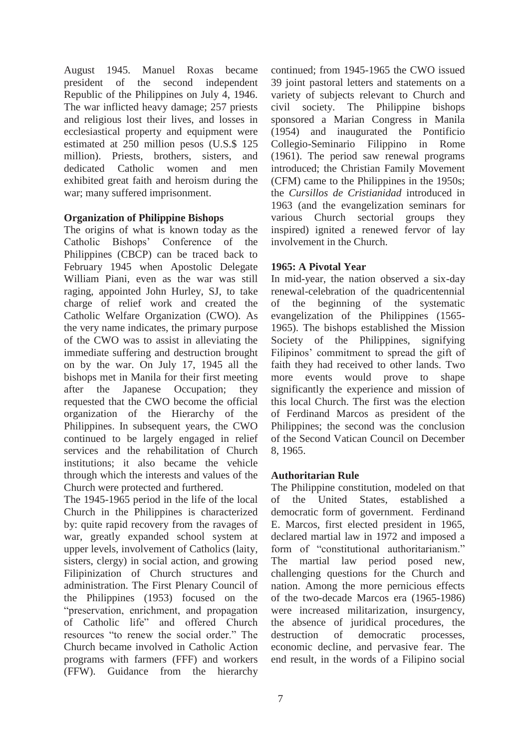August 1945. Manuel Roxas became president of the second independent Republic of the Philippines on July 4, 1946. The war inflicted heavy damage; 257 priests and religious lost their lives, and losses in ecclesiastical property and equipment were estimated at 250 million pesos (U.S.$ 125 million). Priests, brothers, sisters, and dedicated Catholic women and men exhibited great faith and heroism during the war; many suffered imprisonment.

**Organization of Philippine Bishops**

The origins of what is known today as the Catholic Bishops' Conference of the Philippines (CBCP) can be traced back to February 1945 when Apostolic Delegate William Piani, even as the war was still raging, appointed John Hurley, SJ, to take charge of relief work and created the Catholic Welfare Organization (CWO). As the very name indicates, the primary purpose of the CWO was to assist in alleviating the immediate suffering and destruction brought on by the war. On July 17, 1945 all the bishops met in Manila for their first meeting after the Japanese Occupation; they requested that the CWO become the official organization of the Hierarchy of the Philippines. In subsequent years, the CWO continued to be largely engaged in relief services and the rehabilitation of Church institutions; it also became the vehicle through which the interests and values of the Church were protected and furthered.

The 1945-1965 period in the life of the local Church in the Philippines is characterized by: quite rapid recovery from the ravages of war, greatly expanded school system at upper levels, involvement of Catholics (laity, sisters, clergy) in social action, and growing Filipinization of Church structures and administration. The First Plenary Council of the Philippines (1953) focused on the "preservation, enrichment, and propagation of Catholic life" and offered Church resources "to renew the social order." The Church became involved in Catholic Action programs with farmers (FFF) and workers (FFW). Guidance from the hierarchy continued; from 1945-1965 the CWO issued 39 joint pastoral letters and statements on a variety of subjects relevant to Church and civil society. The Philippine bishops sponsored a Marian Congress in Manila (1954) and inaugurated the Pontificio Collegio-Seminario Filippino in Rome (1961). The period saw renewal programs introduced; the Christian Family Movement (CFM) came to the Philippines in the 1950s; the *Cursillos de Cristianidad* introduced in 1963 (and the evangelization seminars for various Church sectorial groups they inspired) ignited a renewed fervor of lay involvement in the Church.

**1965: A Pivotal Year**

In mid-year, the nation observed a six-day renewal-celebration of the quadricentennial of the beginning of the systematic evangelization of the Philippines (1565-1965). The bishops established the Mission Society of the Philippines, signifying Filipinos' commitment to spread the gift of faith they had received to other lands. Two more events would prove to shape significantly the experience and mission of this local Church. The first was the election of Ferdinand Marcos as president of the Philippines; the second was the conclusion of the Second Vatican Council on December 8, 1965.

**Authoritarian Rule**

The Philippine constitution, modeled on that of the United States, established a democratic form of government. Ferdinand E. Marcos, first elected president in 1965, declared martial law in 1972 and imposed a form of "constitutional authoritarianism." The martial law period posed new, challenging questions for the Church and nation. Among the more pernicious effects of the two-decade Marcos era (1965-1986) were increased militarization, insurgency, the absence of juridical procedures, the destruction of democratic processes, economic decline, and pervasive fear. The end result, in the words of a Filipino social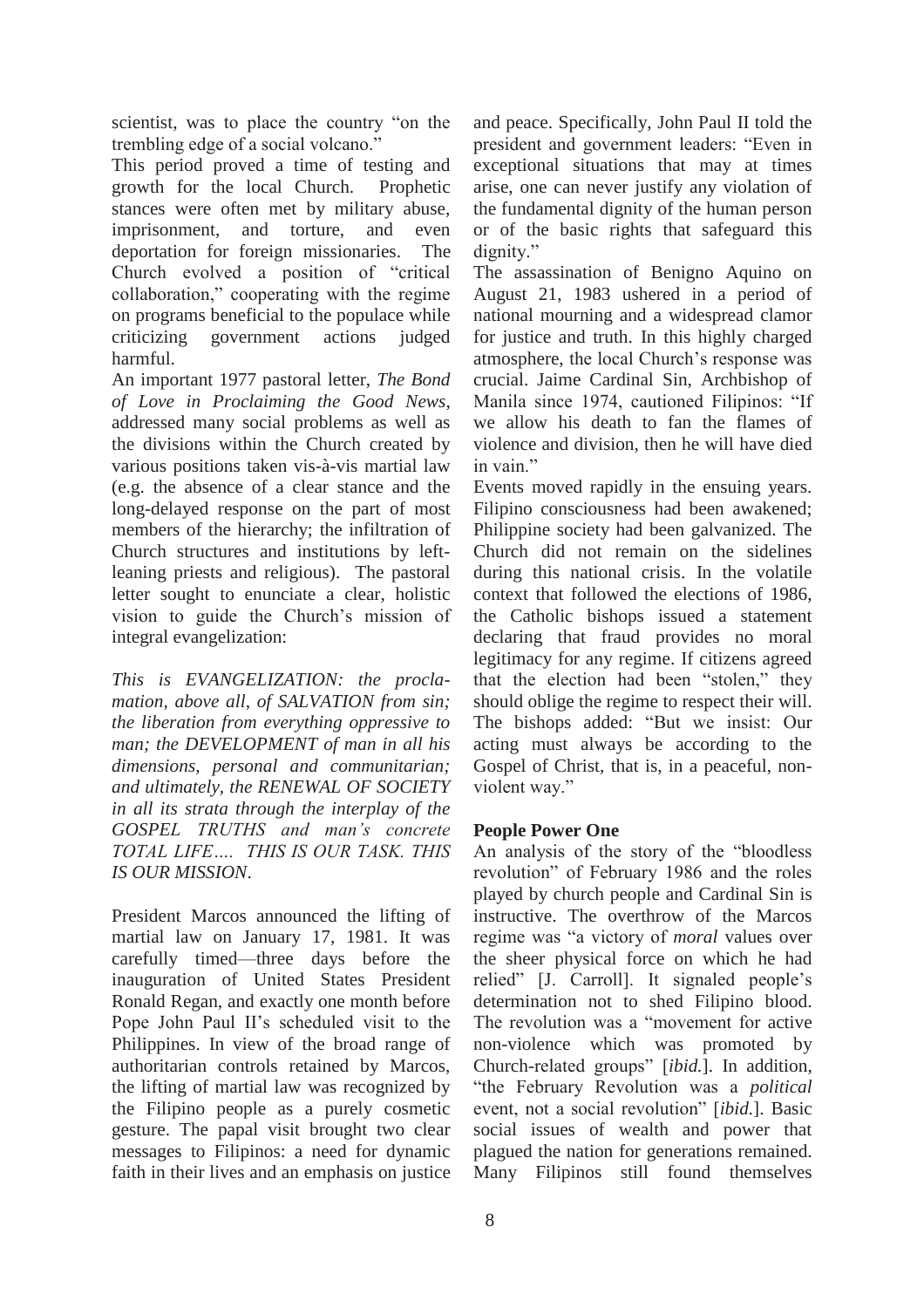scientist, was to place the country "on the trembling edge of a social volcano."

This period proved a time of testing and growth for the local Church. Prophetic stances were often met by military abuse, imprisonment, and torture, and even deportation for foreign missionaries. The Church evolved a position of "critical collaboration," cooperating with the regime on programs beneficial to the populace while criticizing government actions judged harmful.

An important 1977 pastoral letter, *The Bond of Love in Proclaiming the Good News*, addressed many social problems as well as the divisions within the Church created by various positions taken vis-à-vis martial law (e.g. the absence of a clear stance and the long-delayed response on the part of most members of the hierarchy; the infiltration of Church structures and institutions by left-leaning priests and religious). The pastoral letter sought to enunciate a clear, holistic vision to guide the Church's mission of integral evangelization:

*This is EVANGELIZATION: the proclamation, above all, of SALVATION from sin; the liberation from everything oppressive to man; the DEVELOPMENT of man in all his dimensions, personal and communitarian; and ultimately, the RENEWAL OF SOCIETY in all its strata through the interplay of the GOSPEL TRUTHS and man's concrete TOTAL LIFE…. THIS IS OUR TASK. THIS IS OUR MISSION*.

President Marcos announced the lifting of martial law on January 17, 1981. It was carefully timed—three days before the inauguration of United States President Ronald Regan, and exactly one month before Pope John Paul II's scheduled visit to the Philippines. In view of the broad range of authoritarian controls retained by Marcos, the lifting of martial law was recognized by the Filipino people as a purely cosmetic gesture. The papal visit brought two clear messages to Filipinos: a need for dynamic faith in their lives and an emphasis on justice and peace. Specifically, John Paul II told the president and government leaders: "Even in exceptional situations that may at times arise, one can never justify any violation of the fundamental dignity of the human person or of the basic rights that safeguard this dignity."

The assassination of Benigno Aquino on August 21, 1983 ushered in a period of national mourning and a widespread clamor for justice and truth. In this highly charged atmosphere, the local Church's response was crucial. Jaime Cardinal Sin, Archbishop of Manila since 1974, cautioned Filipinos: "If we allow his death to fan the flames of violence and division, then he will have died in vain."

Events moved rapidly in the ensuing years. Filipino consciousness had been awakened; Philippine society had been galvanized. The Church did not remain on the sidelines during this national crisis. In the volatile context that followed the elections of 1986, the Catholic bishops issued a statement declaring that fraud provides no moral legitimacy for any regime. If citizens agreed that the election had been "stolen," they should oblige the regime to respect their will. The bishops added: "But we insist: Our acting must always be according to the Gospel of Christ, that is, in a peaceful, non-violent way."

**People Power One**

An analysis of the story of the "bloodless revolution" of February 1986 and the roles played by church people and Cardinal Sin is instructive. The overthrow of the Marcos regime was "a victory of *moral* values over the sheer physical force on which he had relied" [J. Carroll]. It signaled people's determination not to shed Filipino blood. The revolution was a "movement for active non-violence which was promoted by Church-related groups" [*ibid.*]. In addition, "the February Revolution was a *political* event, not a social revolution" [*ibid.*]. Basic social issues of wealth and power that plagued the nation for generations remained. Many Filipinos still found themselves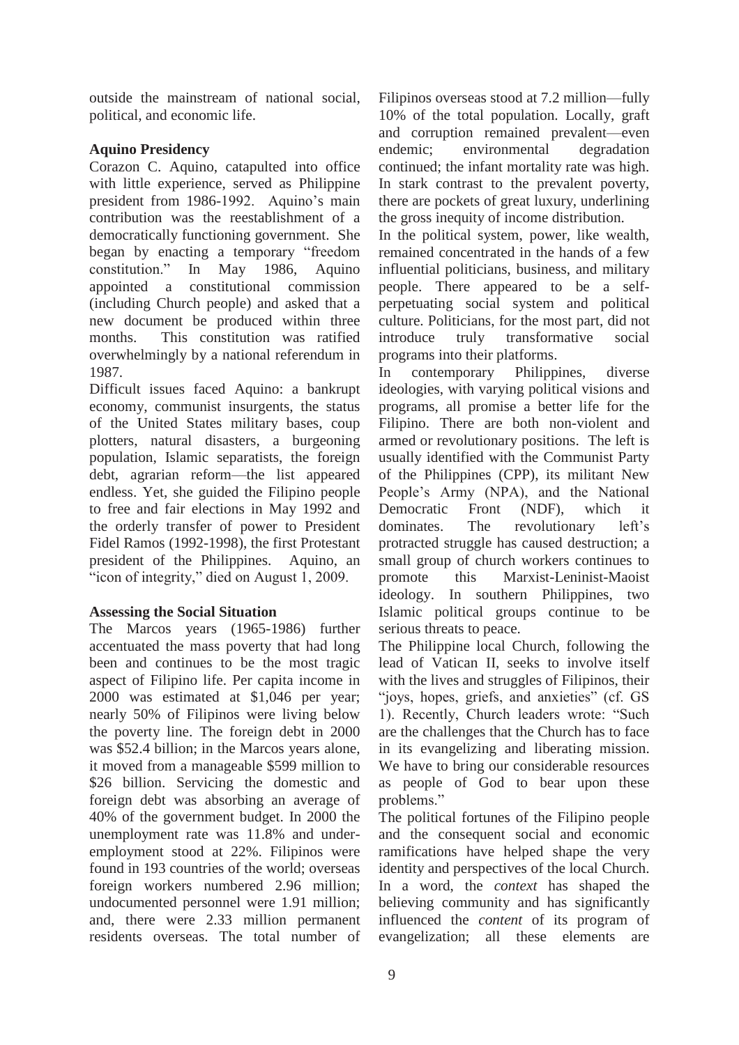outside the mainstream of national social, political, and economic life.

**Aquino Presidency**

Corazon C. Aquino, catapulted into office with little experience, served as Philippine president from 1986-1992. Aquino's main contribution was the reestablishment of a democratically functioning government. She began by enacting a temporary "freedom constitution." In May 1986, Aquino appointed a constitutional commission (including Church people) and asked that a new document be produced within three months. This constitution was ratified overwhelmingly by a national referendum in 1987.

Difficult issues faced Aquino: a bankrupt economy, communist insurgents, the status of the United States military bases, coup plotters, natural disasters, a burgeoning population, Islamic separatists, the foreign debt, agrarian reform—the list appeared endless. Yet, she guided the Filipino people to free and fair elections in May 1992 and the orderly transfer of power to President Fidel Ramos (1992-1998), the first Protestant president of the Philippines. Aquino, an "icon of integrity," died on August 1, 2009.

**Assessing the Social Situation**

The Marcos years (1965-1986) further accentuated the mass poverty that had long been and continues to be the most tragic aspect of Filipino life. Per capita income in 2000 was estimated at $1,046 per year; nearly 50% of Filipinos were living below the poverty line. The foreign debt in 2000 was $52.4 billion; in the Marcos years alone, it moved from a manageable $599 million to $26 billion. Servicing the domestic and foreign debt was absorbing an average of 40% of the government budget. In 2000 the unemployment rate was 11.8% and under-employment stood at 22%. Filipinos were found in 193 countries of the world; overseas foreign workers numbered 2.96 million; undocumented personnel were 1.91 million; and, there were 2.33 million permanent residents overseas. The total number of Filipinos overseas stood at 7.2 million—fully 10% of the total population. Locally, graft and corruption remained prevalent—even endemic; environmental degradation continued; the infant mortality rate was high. In stark contrast to the prevalent poverty, there are pockets of great luxury, underlining the gross inequity of income distribution.

In the political system, power, like wealth, remained concentrated in the hands of a few influential politicians, business, and military people. There appeared to be a self-perpetuating social system and political culture. Politicians, for the most part, did not introduce truly transformative social programs into their platforms.

In contemporary Philippines, diverse ideologies, with varying political visions and programs, all promise a better life for the Filipino. There are both non-violent and armed or revolutionary positions. The left is usually identified with the Communist Party of the Philippines (CPP), its militant New People's Army (NPA), and the National Democratic Front (NDF), which it dominates. The revolutionary left's protracted struggle has caused destruction; a small group of church workers continues to promote this Marxist-Leninist-Maoist ideology. In southern Philippines, two Islamic political groups continue to be serious threats to peace.

The Philippine local Church, following the lead of Vatican II, seeks to involve itself with the lives and struggles of Filipinos, their "joys, hopes, griefs, and anxieties" (cf. GS 1). Recently, Church leaders wrote: "Such are the challenges that the Church has to face in its evangelizing and liberating mission. We have to bring our considerable resources as people of God to bear upon these problems."

The political fortunes of the Filipino people and the consequent social and economic ramifications have helped shape the very identity and perspectives of the local Church. In a word, the *context* has shaped the believing community and has significantly influenced the *content* of its program of evangelization; all these elements are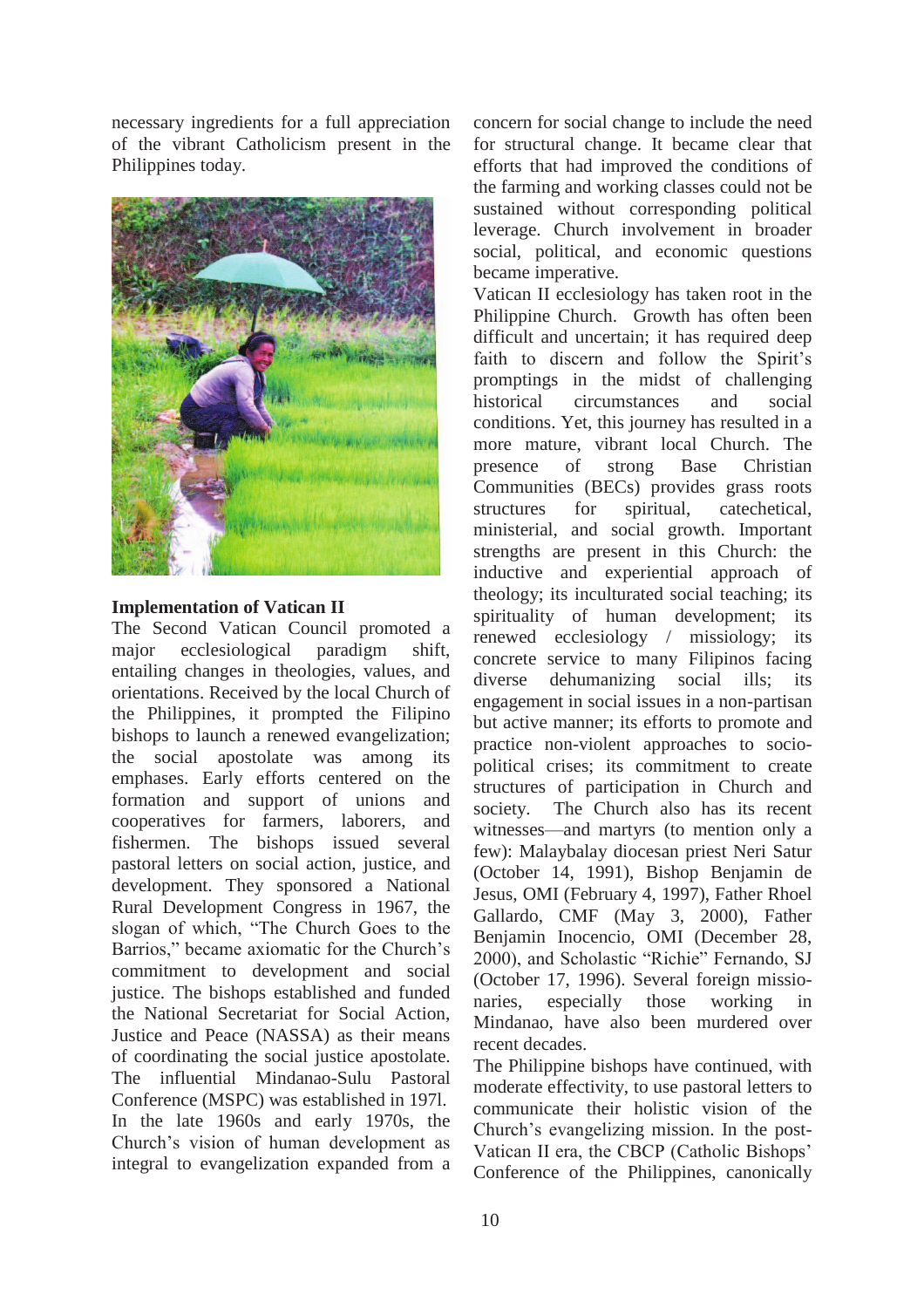necessary ingredients for a full appreciation of the vibrant Catholicism present in the Philippines today.

**Implementation of Vatican II**

The Second Vatican Council promoted a major ecclesiological paradigm shift, entailing changes in theologies, values, and orientations. Received by the local Church of the Philippines, it prompted the Filipino bishops to launch a renewed evangelization; the social apostolate was among its emphases. Early efforts centered on the formation and support of unions and cooperatives for farmers, laborers, and fishermen. The bishops issued several pastoral letters on social action, justice, and development. They sponsored a National Rural Development Congress in 1967, the slogan of which, "The Church Goes to the Barrios," became axiomatic for the Church's commitment to development and social justice. The bishops established and funded the National Secretariat for Social Action, Justice and Peace (NASSA) as their means of coordinating the social justice apostolate. The influential Mindanao-Sulu Pastoral Conference (MSPC) was established in 197l. In the late 1960s and early 1970s, the Church's vision of human development as integral to evangelization expanded from a concern for social change to include the need for structural change. It became clear that efforts that had improved the conditions of the farming and working classes could not be sustained without corresponding political leverage. Church involvement in broader social, political, and economic questions became imperative.

Vatican II ecclesiology has taken root in the Philippine Church. Growth has often been difficult and uncertain; it has required deep faith to discern and follow the Spirit's promptings in the midst of challenging historical circumstances and social conditions. Yet, this journey has resulted in a more mature, vibrant local Church. The presence of strong Base Christian Communities (BECs) provides grass roots structures for spiritual, catechetical, ministerial, and social growth. Important strengths are present in this Church: the inductive and experiential approach of theology; its inculturated social teaching; its spirituality of human development; its renewed ecclesiology / missiology; its concrete service to many Filipinos facing diverse dehumanizing social ills; its engagement in social issues in a non-partisan but active manner; its efforts to promote and practice non-violent approaches to socio-political crises; its commitment to create structures of participation in Church and society. The Church also has its recent witnesses—and martyrs (to mention only a few): Malaybalay diocesan priest Neri Satur (October 14, 1991), Bishop Benjamin de Jesus, OMI (February 4, 1997), Father Rhoel Gallardo, CMF (May 3, 2000), Father Benjamin Inocencio, OMI (December 28, 2000), and Scholastic "Richie" Fernando, SJ (October 17, 1996). Several foreign missionaries, especially those working in Mindanao, have also been murdered over recent decades.

The Philippine bishops have continued, with moderate effectivity, to use pastoral letters to communicate their holistic vision of the Church's evangelizing mission. In the post-Vatican II era, the CBCP (Catholic Bishops' Conference of the Philippines, canonically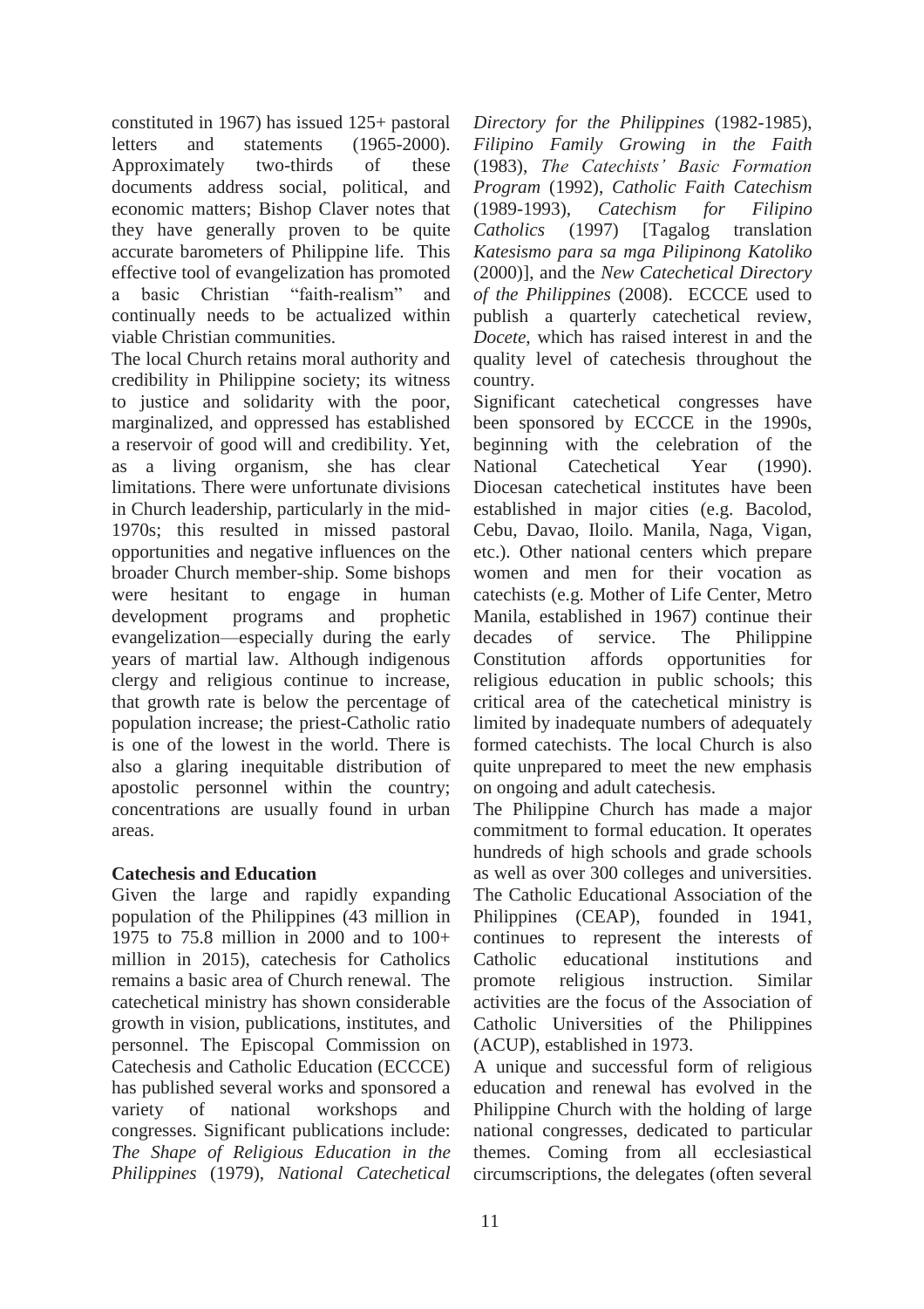constituted in 1967) has issued 125+ pastoral letters and statements (1965-2000). Approximately two-thirds of these documents address social, political, and economic matters; Bishop Claver notes that they have generally proven to be quite accurate barometers of Philippine life. This effective tool of evangelization has promoted a basic Christian "faith-realism" and continually needs to be actualized within viable Christian communities.

The local Church retains moral authority and credibility in Philippine society; its witness to justice and solidarity with the poor, marginalized, and oppressed has established a reservoir of good will and credibility. Yet, as a living organism, she has clear limitations. There were unfortunate divisions in Church leadership, particularly in the mid-1970s; this resulted in missed pastoral opportunities and negative influences on the broader Church member-ship. Some bishops were hesitant to engage in human development programs and prophetic evangelization—especially during the early years of martial law. Although indigenous clergy and religious continue to increase, that growth rate is below the percentage of population increase; the priest-Catholic ratio is one of the lowest in the world. There is also a glaring inequitable distribution of apostolic personnel within the country; concentrations are usually found in urban areas.

**Catechesis and Education**

Given the large and rapidly expanding population of the Philippines (43 million in 1975 to 75.8 million in 2000 and to 100+ million in 2015), catechesis for Catholics remains a basic area of Church renewal. The catechetical ministry has shown considerable growth in vision, publications, institutes, and personnel. The Episcopal Commission on Catechesis and Catholic Education (ECCCE) has published several works and sponsored a variety of national workshops and congresses. Significant publications include: *The Shape of Religious Education in the Philippines* (1979), *National Catechetical Directory for the Philippines* (1982-1985), *Filipino Family Growing in the Faith* (1983), *The Catechists' Basic Formation Program* (1992), *Catholic Faith Catechism* (1989-1993), *Catechism for Filipino Catholics* (1997) [Tagalog translation *Katesismo para sa mga Pilipinong Katoliko* (2000)], and the *New Catechetical Directory of the Philippines* (2008). ECCCE used to publish a quarterly catechetical review, *Docete*, which has raised interest in and the quality level of catechesis throughout the country.

Significant catechetical congresses have been sponsored by ECCCE in the 1990s, beginning with the celebration of the National Catechetical Year (1990). Diocesan catechetical institutes have been established in major cities (e.g. Bacolod, Cebu, Davao, Iloilo. Manila, Naga, Vigan, etc.). Other national centers which prepare women and men for their vocation as catechists (e.g. Mother of Life Center, Metro Manila, established in 1967) continue their decades of service. The Philippine Constitution affords opportunities for religious education in public schools; this critical area of the catechetical ministry is limited by inadequate numbers of adequately formed catechists. The local Church is also quite unprepared to meet the new emphasis on ongoing and adult catechesis.

The Philippine Church has made a major commitment to formal education. It operates hundreds of high schools and grade schools as well as over 300 colleges and universities. The Catholic Educational Association of the Philippines (CEAP), founded in 1941, continues to represent the interests of Catholic educational institutions and promote religious instruction. Similar activities are the focus of the Association of Catholic Universities of the Philippines (ACUP), established in 1973.

A unique and successful form of religious education and renewal has evolved in the Philippine Church with the holding of large national congresses, dedicated to particular themes. Coming from all ecclesiastical circumscriptions, the delegates (often several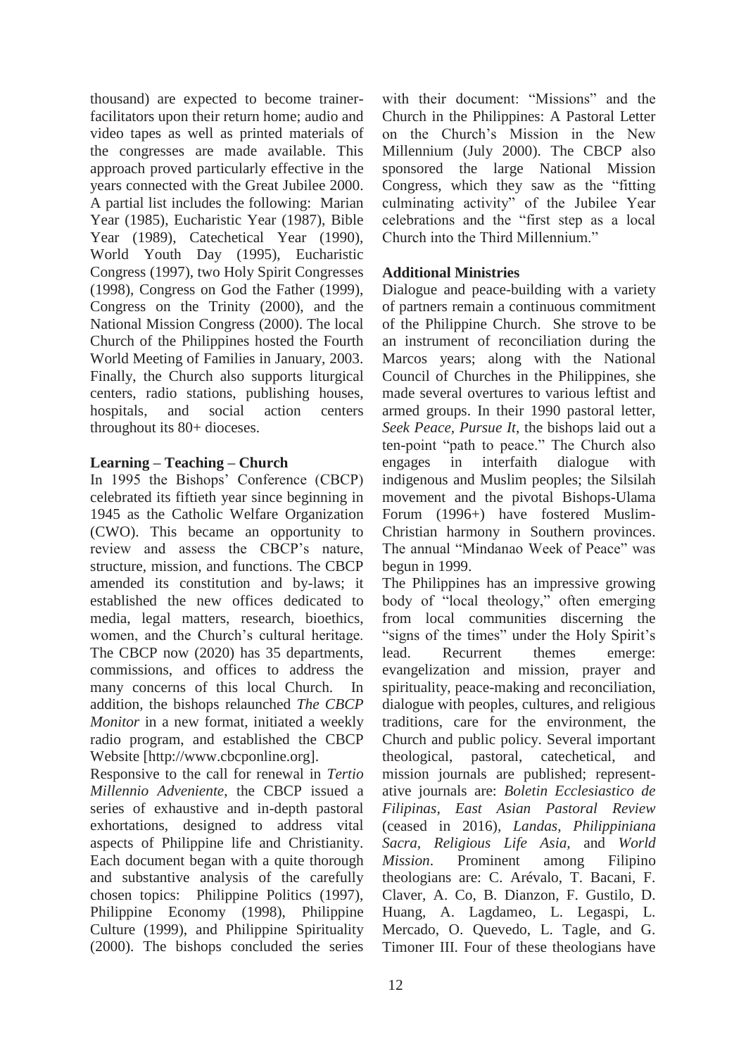thousand) are expected to become trainer-facilitators upon their return home; audio and video tapes as well as printed materials of the congresses are made available. This approach proved particularly effective in the years connected with the Great Jubilee 2000. A partial list includes the following: Marian Year (1985), Eucharistic Year (1987), Bible Year (1989), Catechetical Year (1990), World Youth Day (1995), Eucharistic Congress (1997), two Holy Spirit Congresses (1998), Congress on God the Father (1999), Congress on the Trinity (2000), and the National Mission Congress (2000). The local Church of the Philippines hosted the Fourth World Meeting of Families in January, 2003. Finally, the Church also supports liturgical centers, radio stations, publishing houses, hospitals, and social action centers throughout its 80+ dioceses.

**Learning – Teaching – Church**

In 1995 the Bishops' Conference (CBCP) celebrated its fiftieth year since beginning in 1945 as the Catholic Welfare Organization (CWO). This became an opportunity to review and assess the CBCP's nature, structure, mission, and functions. The CBCP amended its constitution and by-laws; it established the new offices dedicated to media, legal matters, research, bioethics, women, and the Church's cultural heritage. The CBCP now (2020) has 35 departments, commissions, and offices to address the many concerns of this local Church. In addition, the bishops relaunched *The CBCP Monitor* in a new format, initiated a weekly radio program, and established the CBCP Website [http://www.cbcponline.org].

Responsive to the call for renewal in *Tertio Millennio Adveniente*, the CBCP issued a series of exhaustive and in-depth pastoral exhortations, designed to address vital aspects of Philippine life and Christianity. Each document began with a quite thorough and substantive analysis of the carefully chosen topics: Philippine Politics (1997), Philippine Economy (1998), Philippine Culture (1999), and Philippine Spirituality (2000). The bishops concluded the series with their document: "Missions" and the Church in the Philippines: A Pastoral Letter on the Church's Mission in the New Millennium (July 2000). The CBCP also sponsored the large National Mission Congress, which they saw as the "fitting culminating activity" of the Jubilee Year celebrations and the "first step as a local Church into the Third Millennium."

**Additional Ministries**

Dialogue and peace-building with a variety of partners remain a continuous commitment of the Philippine Church. She strove to be an instrument of reconciliation during the Marcos years; along with the National Council of Churches in the Philippines, she made several overtures to various leftist and armed groups. In their 1990 pastoral letter, *Seek Peace, Pursue It*, the bishops laid out a ten-point "path to peace." The Church also engages in interfaith dialogue with indigenous and Muslim peoples; the Silsilah movement and the pivotal Bishops-Ulama Forum (1996+) have fostered Muslim-Christian harmony in Southern provinces. The annual "Mindanao Week of Peace" was begun in 1999.

The Philippines has an impressive growing body of "local theology," often emerging from local communities discerning the "signs of the times" under the Holy Spirit's lead. Recurrent themes emerge: evangelization and mission, prayer and spirituality, peace-making and reconciliation, dialogue with peoples, cultures, and religious traditions, care for the environment, the Church and public policy. Several important theological, pastoral, catechetical, and mission journals are published; representative journals are: *Boletin Ecclesiastico de Filipinas*, *East Asian Pastoral Review* (ceased in 2016), *Landas*, *Philippiniana Sacra*, *Religious Life Asia*, and *World Mission*. Prominent among Filipino theologians are: C. Arévalo, T. Bacani, F. Claver, A. Co, B. Dianzon, F. Gustilo, D. Huang, A. Lagdameo, L. Legaspi, L. Mercado, O. Quevedo, L. Tagle, and G. Timoner III. Four of these theologians have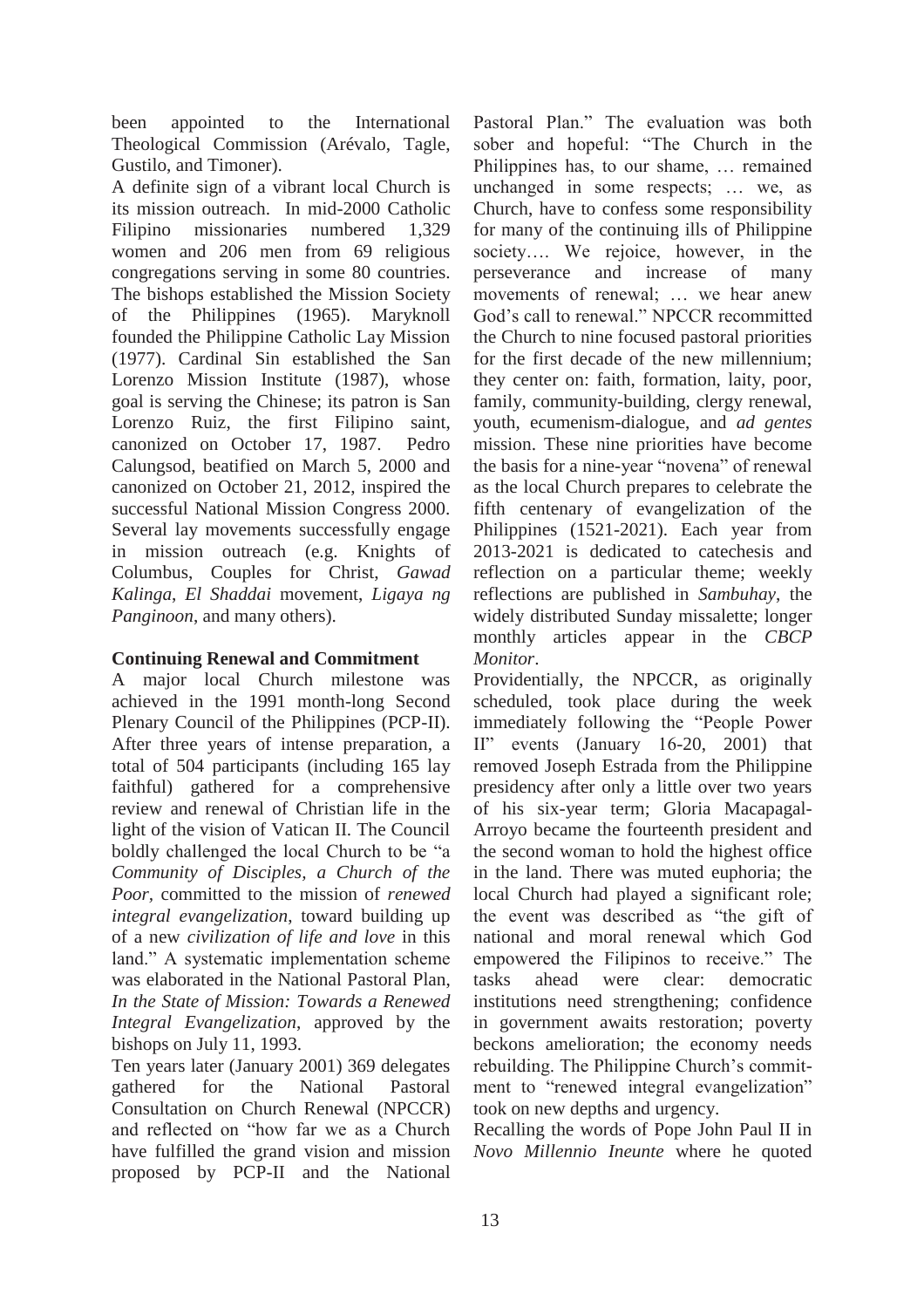been appointed to the International Theological Commission (Arévalo, Tagle, Gustilo, and Timoner).

A definite sign of a vibrant local Church is its mission outreach. In mid-2000 Catholic Filipino missionaries numbered 1,329 women and 206 men from 69 religious congregations serving in some 80 countries. The bishops established the Mission Society of the Philippines (1965). Maryknoll founded the Philippine Catholic Lay Mission (1977). Cardinal Sin established the San Lorenzo Mission Institute (1987), whose goal is serving the Chinese; its patron is San Lorenzo Ruiz, the first Filipino saint, canonized on October 17, 1987. Pedro Calungsod, beatified on March 5, 2000 and canonized on October 21, 2012, inspired the successful National Mission Congress 2000. Several lay movements successfully engage in mission outreach (e.g. Knights of Columbus, Couples for Christ, *Gawad Kalinga*, *El Shaddai* movement, *Ligaya ng Panginoon*, and many others).

**Continuing Renewal and Commitment**

A major local Church milestone was achieved in the 1991 month-long Second Plenary Council of the Philippines (PCP-II). After three years of intense preparation, a total of 504 participants (including 165 lay faithful) gathered for a comprehensive review and renewal of Christian life in the light of the vision of Vatican II. The Council boldly challenged the local Church to be "a *Community of Disciples, a Church of the Poor,* committed to the mission of *renewed integral evangelization*, toward building up of a new *civilization of life and love* in this land." A systematic implementation scheme was elaborated in the National Pastoral Plan, *In the State of Mission: Towards a Renewed Integral Evangelization*, approved by the bishops on July 11, 1993.

Ten years later (January 2001) 369 delegates gathered for the National Pastoral Consultation on Church Renewal (NPCCR) and reflected on "how far we as a Church have fulfilled the grand vision and mission proposed by PCP-II and the National Pastoral Plan." The evaluation was both sober and hopeful: "The Church in the Philippines has, to our shame, … remained unchanged in some respects; … we, as Church, have to confess some responsibility for many of the continuing ills of Philippine society…. We rejoice, however, in the perseverance and increase of many movements of renewal; … we hear anew God's call to renewal." NPCCR recommitted the Church to nine focused pastoral priorities for the first decade of the new millennium; they center on: faith, formation, laity, poor, family, community-building, clergy renewal, youth, ecumenism-dialogue, and *ad gentes* mission. These nine priorities have become the basis for a nine-year "novena" of renewal as the local Church prepares to celebrate the fifth centenary of evangelization of the Philippines (1521-2021). Each year from 2013-2021 is dedicated to catechesis and reflection on a particular theme; weekly reflections are published in *Sambuhay*, the widely distributed Sunday missalette; longer monthly articles appear in the *CBCP Monitor*.

Providentially, the NPCCR, as originally scheduled, took place during the week immediately following the "People Power II" events (January 16-20, 2001) that removed Joseph Estrada from the Philippine presidency after only a little over two years of his six-year term; Gloria Macapagal-Arroyo became the fourteenth president and the second woman to hold the highest office in the land. There was muted euphoria; the local Church had played a significant role; the event was described as "the gift of national and moral renewal which God empowered the Filipinos to receive." The tasks ahead were clear: democratic institutions need strengthening; confidence in government awaits restoration; poverty beckons amelioration; the economy needs rebuilding. The Philippine Church's commitment to "renewed integral evangelization" took on new depths and urgency.

Recalling the words of Pope John Paul II in *Novo Millennio Ineunte* where he quoted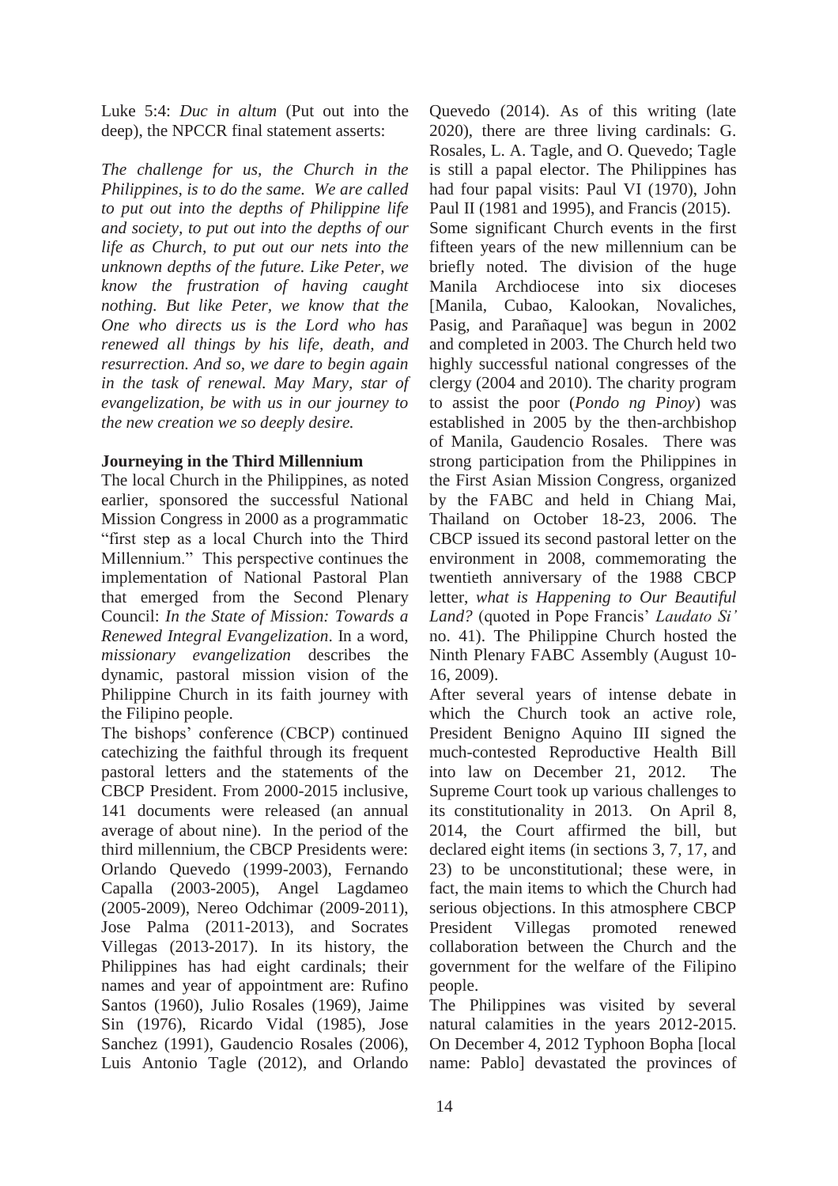Luke 5:4: *Duc in altum* (Put out into the deep), the NPCCR final statement asserts:

*The challenge for us, the Church in the Philippines, is to do the same. We are called to put out into the depths of Philippine life and society, to put out into the depths of our life as Church, to put out our nets into the unknown depths of the future. Like Peter, we know the frustration of having caught nothing. But like Peter, we know that the One who directs us is the Lord who has renewed all things by his life, death, and resurrection. And so, we dare to begin again in the task of renewal. May Mary, star of evangelization, be with us in our journey to the new creation we so deeply desire.*

**Journeying in the Third Millennium**

The local Church in the Philippines, as noted earlier, sponsored the successful National Mission Congress in 2000 as a programmatic "first step as a local Church into the Third Millennium." This perspective continues the implementation of National Pastoral Plan that emerged from the Second Plenary Council: *In the State of Mission: Towards a Renewed Integral Evangelization*. In a word, *missionary evangelization* describes the dynamic, pastoral mission vision of the Philippine Church in its faith journey with the Filipino people.

The bishops' conference (CBCP) continued catechizing the faithful through its frequent pastoral letters and the statements of the CBCP President. From 2000-2015 inclusive, 141 documents were released (an annual average of about nine). In the period of the third millennium, the CBCP Presidents were: Orlando Quevedo (1999-2003), Fernando Capalla (2003-2005), Angel Lagdameo (2005-2009), Nereo Odchimar (2009-2011), Jose Palma (2011-2013), and Socrates Villegas (2013-2017). In its history, the Philippines has had eight cardinals; their names and year of appointment are: Rufino Santos (1960), Julio Rosales (1969), Jaime Sin (1976), Ricardo Vidal (1985), Jose Sanchez (1991), Gaudencio Rosales (2006), Luis Antonio Tagle (2012), and Orlando Quevedo (2014). As of this writing (late 2020), there are three living cardinals: G. Rosales, L. A. Tagle, and O. Quevedo; Tagle is still a papal elector. The Philippines has had four papal visits: Paul VI (1970), John Paul II (1981 and 1995), and Francis (2015).

Some significant Church events in the first fifteen years of the new millennium can be briefly noted. The division of the huge Manila Archdiocese into six dioceses [Manila, Cubao, Kalookan, Novaliches, Pasig, and Parañaque] was begun in 2002 and completed in 2003. The Church held two highly successful national congresses of the clergy (2004 and 2010). The charity program to assist the poor (*Pondo ng Pinoy*) was established in 2005 by the then-archbishop of Manila, Gaudencio Rosales. There was strong participation from the Philippines in the First Asian Mission Congress, organized by the FABC and held in Chiang Mai, Thailand on October 18-23, 2006. The CBCP issued its second pastoral letter on the environment in 2008, commemorating the twentieth anniversary of the 1988 CBCP letter, *what is Happening to Our Beautiful Land?* (quoted in Pope Francis' *Laudato Si'* no. 41). The Philippine Church hosted the Ninth Plenary FABC Assembly (August 10-16, 2009).

After several years of intense debate in which the Church took an active role, President Benigno Aquino III signed the much-contested Reproductive Health Bill into law on December 21, 2012. The Supreme Court took up various challenges to its constitutionality in 2013. On April 8, 2014, the Court affirmed the bill, but declared eight items (in sections 3, 7, 17, and 23) to be unconstitutional; these were, in fact, the main items to which the Church had serious objections. In this atmosphere CBCP President Villegas promoted renewed collaboration between the Church and the government for the welfare of the Filipino people.

The Philippines was visited by several natural calamities in the years 2012-2015. On December 4, 2012 Typhoon Bopha [local name: Pablo] devastated the provinces of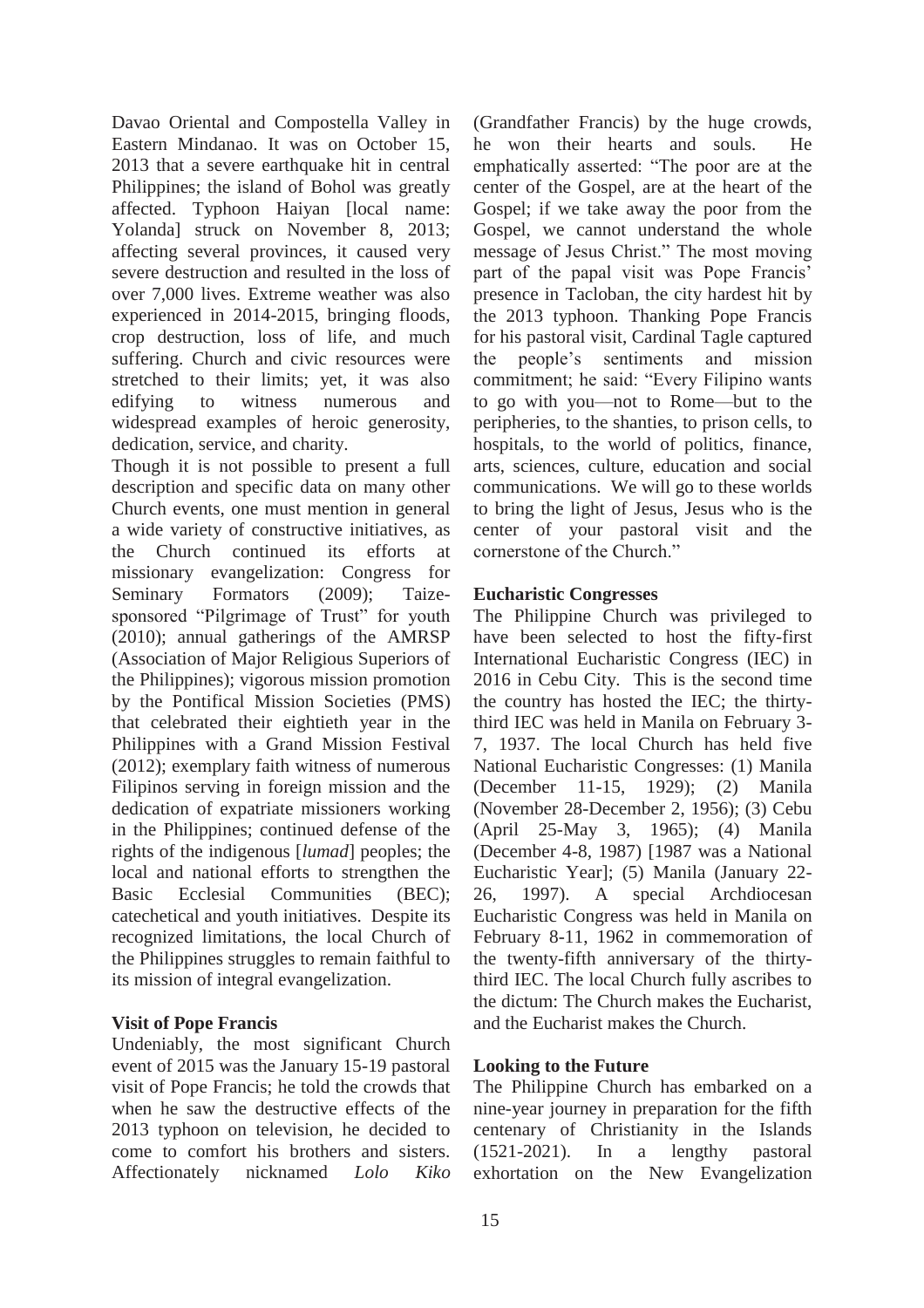Davao Oriental and Compostella Valley in Eastern Mindanao. It was on October 15, 2013 that a severe earthquake hit in central Philippines; the island of Bohol was greatly affected. Typhoon Haiyan [local name: Yolanda] struck on November 8, 2013; affecting several provinces, it caused very severe destruction and resulted in the loss of over 7,000 lives. Extreme weather was also experienced in 2014-2015, bringing floods, crop destruction, loss of life, and much suffering. Church and civic resources were stretched to their limits; yet, it was also edifying to witness numerous and widespread examples of heroic generosity, dedication, service, and charity.

Though it is not possible to present a full description and specific data on many other Church events, one must mention in general a wide variety of constructive initiatives, as the Church continued its efforts at missionary evangelization: Congress for Seminary Formators (2009); Taize-sponsored "Pilgrimage of Trust" for youth (2010); annual gatherings of the AMRSP (Association of Major Religious Superiors of the Philippines); vigorous mission promotion by the Pontifical Mission Societies (PMS) that celebrated their eightieth year in the Philippines with a Grand Mission Festival (2012); exemplary faith witness of numerous Filipinos serving in foreign mission and the dedication of expatriate missioners working in the Philippines; continued defense of the rights of the indigenous [*lumad*] peoples; the local and national efforts to strengthen the Basic Ecclesial Communities (BEC); catechetical and youth initiatives. Despite its recognized limitations, the local Church of the Philippines struggles to remain faithful to its mission of integral evangelization.

**Visit of Pope Francis**

Undeniably, the most significant Church event of 2015 was the January 15-19 pastoral visit of Pope Francis; he told the crowds that when he saw the destructive effects of the 2013 typhoon on television, he decided to come to comfort his brothers and sisters. Affectionately nicknamed *Lolo Kiko* (Grandfather Francis) by the huge crowds, he won their hearts and souls. He emphatically asserted: "The poor are at the center of the Gospel, are at the heart of the Gospel; if we take away the poor from the Gospel, we cannot understand the whole message of Jesus Christ." The most moving part of the papal visit was Pope Francis' presence in Tacloban, the city hardest hit by the 2013 typhoon. Thanking Pope Francis for his pastoral visit, Cardinal Tagle captured the people's sentiments and mission commitment; he said: "Every Filipino wants to go with you—not to Rome—but to the peripheries, to the shanties, to prison cells, to hospitals, to the world of politics, finance, arts, sciences, culture, education and social communications. We will go to these worlds to bring the light of Jesus, Jesus who is the center of your pastoral visit and the cornerstone of the Church."

**Eucharistic Congresses**

The Philippine Church was privileged to have been selected to host the fifty-first International Eucharistic Congress (IEC) in 2016 in Cebu City. This is the second time the country has hosted the IEC; the thirty-third IEC was held in Manila on February 3-7, 1937. The local Church has held five National Eucharistic Congresses: (1) Manila (December 11-15, 1929); (2) Manila (November 28-December 2, 1956); (3) Cebu (April 25-May 3, 1965); (4) Manila (December 4-8, 1987) [1987 was a National Eucharistic Year]; (5) Manila (January 22-26, 1997). A special Archdiocesan Eucharistic Congress was held in Manila on February 8-11, 1962 in commemoration of the twenty-fifth anniversary of the thirty-third IEC. The local Church fully ascribes to the dictum: The Church makes the Eucharist, and the Eucharist makes the Church.

**Looking to the Future**

The Philippine Church has embarked on a nine-year journey in preparation for the fifth centenary of Christianity in the Islands (1521-2021). In a lengthy pastoral exhortation on the New Evangelization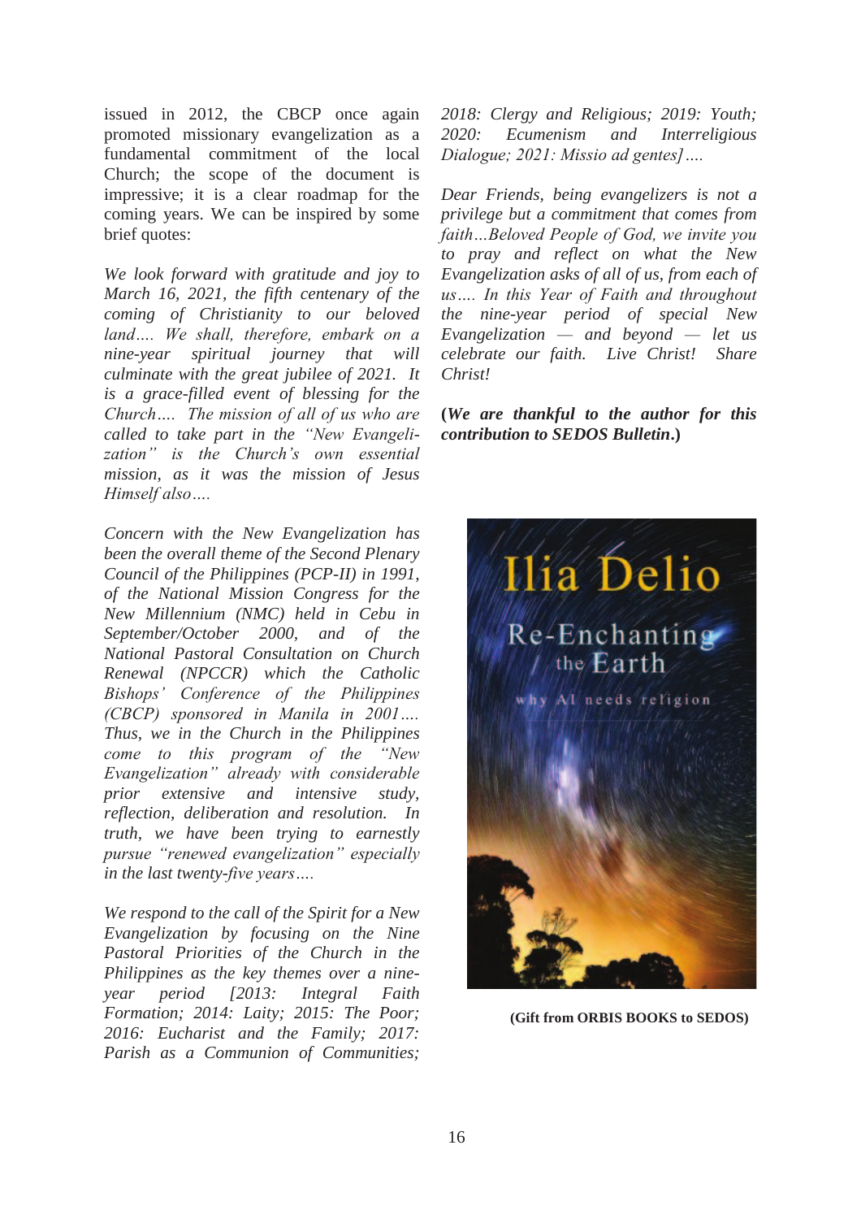issued in 2012, the CBCP once again promoted missionary evangelization as a fundamental commitment of the local Church; the scope of the document is impressive; it is a clear roadmap for the coming years. We can be inspired by some brief quotes:

*We look forward with gratitude and joy to March 16, 2021, the fifth centenary of the coming of Christianity to our beloved land…. We shall, therefore, embark on a nine-year spiritual journey that will culminate with the great jubilee of 2021. It is a grace-filled event of blessing for the Church…. The mission of all of us who are called to take part in the "New Evangelization" is the Church's own essential mission, as it was the mission of Jesus Himself also….*

*Concern with the New Evangelization has been the overall theme of the Second Plenary Council of the Philippines (PCP-II) in 1991, of the National Mission Congress for the New Millennium (NMC) held in Cebu in September/October 2000, and of the National Pastoral Consultation on Church Renewal (NPCCR) which the Catholic Bishops' Conference of the Philippines (CBCP) sponsored in Manila in 2001…. Thus, we in the Church in the Philippines come to this program of the "New Evangelization" already with considerable prior extensive and intensive study, reflection, deliberation and resolution. In truth, we have been trying to earnestly pursue "renewed evangelization" especially in the last twenty-five years….*

*We respond to the call of the Spirit for a New Evangelization by focusing on the Nine Pastoral Priorities of the Church in the Philippines as the key themes over a nine-year period [2013: Integral Faith Formation; 2014: Laity; 2015: The Poor; 2016: Eucharist and the Family; 2017: Parish as a Communion of Communities; 2018: Clergy and Religious; 2019: Youth; 2020: Ecumenism and Interreligious Dialogue; 2021: Missio ad gentes]….*

*Dear Friends, being evangelizers is not a privilege but a commitment that comes from faith…Beloved People of God, we invite you to pray and reflect on what the New Evangelization asks of all of us, from each of us…. In this Year of Faith and throughout the nine-year period of special New Evangelization — and beyond — let us celebrate our faith. Live Christ! Share Christ!*

**(*We are thankful to the author for this contribution to SEDOS Bulletin*.)**

Ilia Delio

Re-Enchanting the Earth

why AI needs religion

**(Gift from ORBIS BOOKS to SEDOS)**